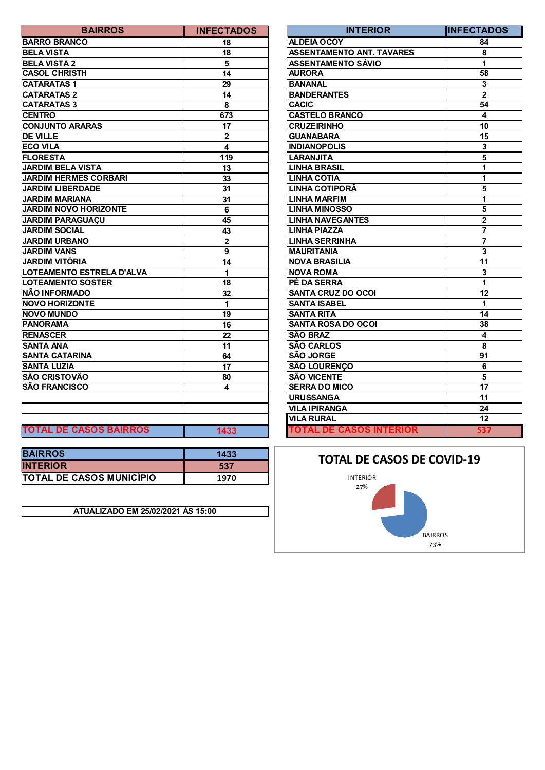| BAIRROS | INFECTADOS |
|---|---|
| BARRO BRANCO | 18 |
| BELA VISTA | 18 |
| BELA VISTA 2 | 5 |
| CASOL CHRISTH | 14 |
| CATARATAS 1 | 29 |
| CATARATAS 2 | 14 |
| CATARATAS 3 | 8 |
| CENTRO | 673 |
| CONJUNTO ARARAS | 17 |
| DE VILLE | 2 |
| ECO VILA | 4 |
| FLORESTA | 119 |
| JARDIM BELA VISTA | 13 |
| JARDIM HERMES CORBARI | 33 |
| JARDIM LIBERDADE | 31 |
| JARDIM MARIANA | 31 |
| JARDIM NOVO HORIZONTE | 6 |
| JARDIM PARAGUAÇU | 45 |
| JARDIM SOCIAL | 43 |
| JARDIM URBANO | 2 |
| JARDIM VANS | 9 |
| JARDIM VITÓRIA | 14 |
| LOTEAMENTO ESTRELA D'ALVA | 1 |
| LOTEAMENTO SOSTER | 18 |
| NÃO INFORMADO | 32 |
| NOVO HORIZONTE | 1 |
| NOVO MUNDO | 19 |
| PANORAMA | 16 |
| RENASCER | 22 |
| SANTA ANA | 11 |
| SANTA CATARINA | 64 |
| SANTA LUZIA | 17 |
| SÃO CRISTOVÃO | 80 |
| SÃO FRANCISCO | 4 |
| | |
| | |
| | |
| TOTAL DE CASOS BAIRROS | 1433 |

| INTERIOR | INFECTADOS |
|---|---|
| ALDEIA OCOY | 84 |
| ASSENTAMENTO ANT. TAVARES | 8 |
| ASSENTAMENTO SÁVIO | 1 |
| AURORA | 58 |
| BANANAL | 3 |
| BANDERANTES | 2 |
| CACIC | 54 |
| CASTELO BRANCO | 4 |
| CRUZEIRINHO | 10 |
| GUANABARA | 15 |
| INDIANOPOLIS | 3 |
| LARANJITA | 5 |
| LINHA BRASIL | 1 |
| LINHA COTIA | 1 |
| LINHA COTIPORÃ | 5 |
| LINHA MARFIM | 1 |
| LINHA MINOSSO | 5 |
| LINHA NAVEGANTES | 2 |
| LINHA PIAZZA | 7 |
| LINHA SERRINHA | 7 |
| MAURITANIA | 3 |
| NOVA BRASILIA | 11 |
| NOVA ROMA | 3 |
| PÉ DA SERRA | 1 |
| SANTA CRUZ DO OCOI | 12 |
| SANTA ISABEL | 1 |
| SANTA RITA | 14 |
| SANTA ROSA DO OCOI | 38 |
| SÃO BRAZ | 4 |
| SÃO CARLOS | 8 |
| SÃO JORGE | 91 |
| SÃO LOURENÇO | 6 |
| SÃO VICENTE | 5 |
| SERRA DO MICO | 17 |
| URUSSANGA | 11 |
| VILA IPIRANGA | 24 |
| VILA RURAL | 12 |
| TOTAL DE CASOS INTERIOR | 537 |

| | |
|---|---|
| BAIRROS | 1433 |
| INTERIOR | 537 |
| TOTAL DE CASOS MUNICÍPIO | 1970 |

ATUALIZADO EM 25/02/2021 ÀS 15:00

**TOTAL DE CASOS DE COVID-19**

INTERIOR 27%

BAIRROS 73%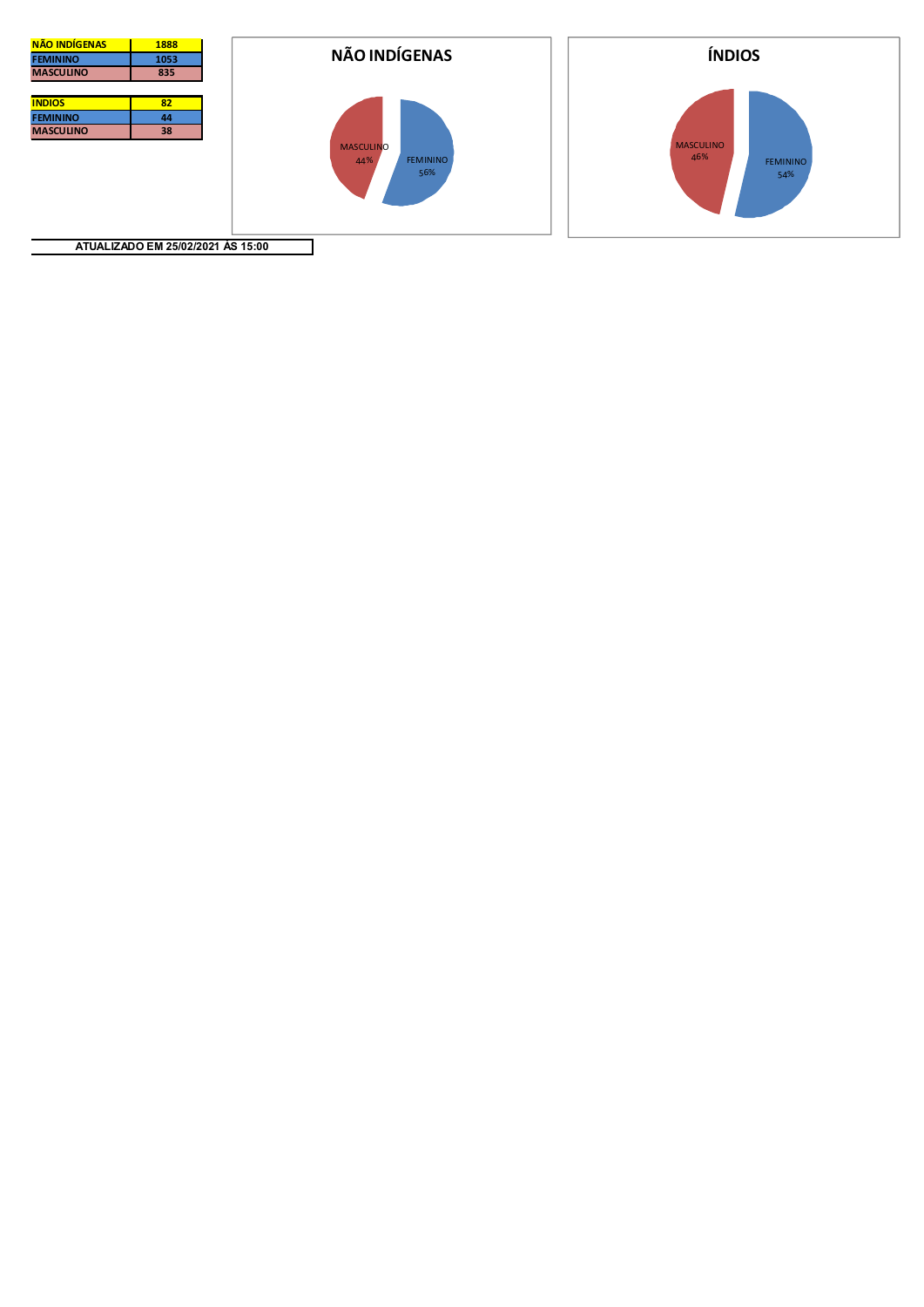| NÃO INDÍGENAS | 1888 |
|---|---|
| FEMININO | 1053 |
| MASCULINO | 835 |

| INDIOS | 82 |
|---|---|
| FEMININO | 44 |
| MASCULINO | 38 |

## NÃO INDÍGENAS

MASCULINO 44%
FEMININO 56%

## ÍNDIOS

MASCULINO 46%
FEMININO 54%

**ATUALIZADO EM 25/02/2021 ÀS 15:00**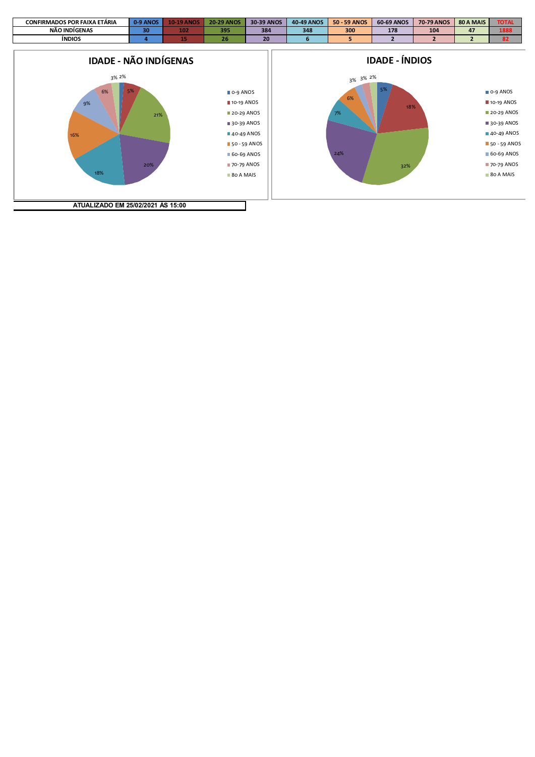| CONFIRMADOS POR FAIXA ETÁRIA | 0-9 ANOS | 10-19 ANOS | 20-29 ANOS | 30-39 ANOS | 40-49 ANOS | 50 - 59 ANOS | 60-69 ANOS | 70-79 ANOS | 80 A MAIS | TOTAL |
|---|---|---|---|---|---|---|---|---|---|---|
| NÃO INDÍGENAS | 30 | 102 | 395 | 384 | 348 | 300 | 178 | 104 | 47 | 1888 |
| ÍNDIOS | 4 | 15 | 26 | 20 | 6 | 5 | 2 | 2 | 2 | 82 |

## IDADE - NÃO INDÍGENAS

| Faixa | % |
|---|---|
| 0-9 ANOS | 2% |
| 10-19 ANOS | 5% |
| 20-29 ANOS | 21% |
| 30-39 ANOS | 20% |
| 40-49 ANOS | 18% |
| 50 - 59 ANOS | 16% |
| 60-69 ANOS | 9% |
| 70-79 ANOS | 6% |
| 80 A MAIS | 3% |

## IDADE - ÍNDIOS

| Faixa | % |
|---|---|
| 0-9 ANOS | 5% |
| 10-19 ANOS | 18% |
| 20-29 ANOS | 32% |
| 30-39 ANOS | 24% |
| 40-49 ANOS | 7% |
| 50 - 59 ANOS | 6% |
| 60-69 ANOS | 3% |
| 70-79 ANOS | 3% |
| 80 A MAIS | 2% |

**ATUALIZADO EM 25/02/2021 ÀS 15:00**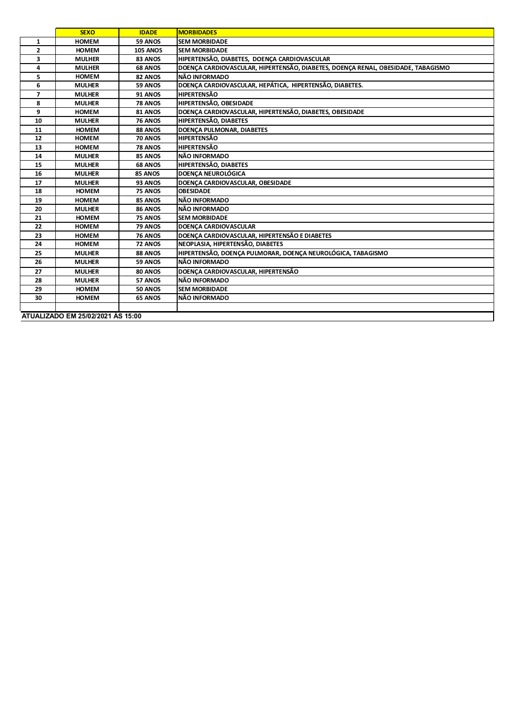| | SEXO | IDADE | MORBIDADES |
|---|---|---|---|
| 1 | HOMEM | 59 ANOS | SEM MORBIDADE |
| 2 | HOMEM | 105 ANOS | SEM MORBIDADE |
| 3 | MULHER | 83 ANOS | HIPERTENSÃO, DIABETES, DOENÇA CARDIOVASCULAR |
| 4 | MULHER | 68 ANOS | DOENÇA CARDIOVASCULAR, HIPERTENSÃO, DIABETES, DOENÇA RENAL, OBESIDADE, TABAGISMO |
| 5 | HOMEM | 82 ANOS | NÃO INFORMADO |
| 6 | MULHER | 59 ANOS | DOENÇA CARDIOVASCULAR, HEPÁTICA, HIPERTENSÃO, DIABETES. |
| 7 | MULHER | 91 ANOS | HIPERTENSÃO |
| 8 | MULHER | 78 ANOS | HIPERTENSÃO, OBESIDADE |
| 9 | HOMEM | 81 ANOS | DOENÇA CARDIOVASCULAR, HIPERTENSÃO, DIABETES, OBESIDADE |
| 10 | MULHER | 76 ANOS | HIPERTENSÃO, DIABETES |
| 11 | HOMEM | 88 ANOS | DOENÇA PULMONAR, DIABETES |
| 12 | HOMEM | 70 ANOS | HIPERTENSÃO |
| 13 | HOMEM | 78 ANOS | HIPERTENSÃO |
| 14 | MULHER | 85 ANOS | NÃO INFORMADO |
| 15 | MULHER | 68 ANOS | HIPERTENSÃO, DIABETES |
| 16 | MULHER | 85 ANOS | DOENÇA NEUROLÓGICA |
| 17 | MULHER | 93 ANOS | DOENÇA CARDIOVASCULAR, OBESIDADE |
| 18 | HOMEM | 75 ANOS | OBESIDADE |
| 19 | HOMEM | 85 ANOS | NÃO INFORMADO |
| 20 | MULHER | 86 ANOS | NÃO INFORMADO |
| 21 | HOMEM | 75 ANOS | SEM MORBIDADE |
| 22 | HOMEM | 79 ANOS | DOENÇA CARDIOVASCULAR |
| 23 | HOMEM | 76 ANOS | DOENÇA CARDIOVASCULAR, HIPERTENSÃO E DIABETES |
| 24 | HOMEM | 72 ANOS | NEOPLASIA, HIPERTENSÃO, DIABETES |
| 25 | MULHER | 88 ANOS | HIPERTENSÃO, DOENÇA PULMORAR, DOENÇA NEUROLÓGICA, TABAGISMO |
| 26 | MULHER | 59 ANOS | NÃO INFORMADO |
| 27 | MULHER | 80 ANOS | DOENÇA CARDIOVASCULAR, HIPERTENSÃO |
| 28 | MULHER | 57 ANOS | NÃO INFORMADO |
| 29 | HOMEM | 50 ANOS | SEM MORBIDADE |
| 30 | HOMEM | 65 ANOS | NÃO INFORMADO |
| | | | |

ATUALIZADO EM 25/02/2021 ÀS 15:00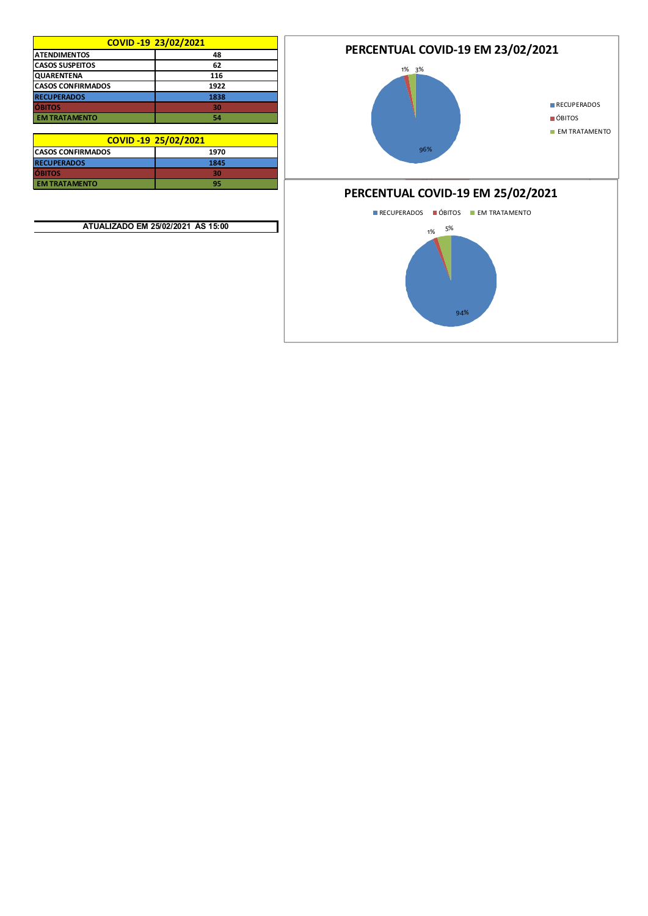| COVID -19 23/02/2021 | |
|---|---|
| ATENDIMENTOS | 48 |
| CASOS SUSPEITOS | 62 |
| QUARENTENA | 116 |
| CASOS CONFIRMADOS | 1922 |
| RECUPERADOS | 1838 |
| ÓBITOS | 30 |
| EM TRATAMENTO | 54 |

| COVID -19 25/02/2021 | |
|---|---|
| CASOS CONFIRMADOS | 1970 |
| RECUPERADOS | 1845 |
| ÓBITOS | 30 |
| EM TRATAMENTO | 95 |

**ATUALIZADO EM 25/02/2021 AS 15:00**

**PERCENTUAL COVID-19 EM 23/02/2021**

1%
3%
96%

RECUPERADOS
ÓBITOS
EM TRATAMENTO

**PERCENTUAL COVID-19 EM 25/02/2021**

RECUPERADOS ÓBITOS EM TRATAMENTO

1%
5%
94%